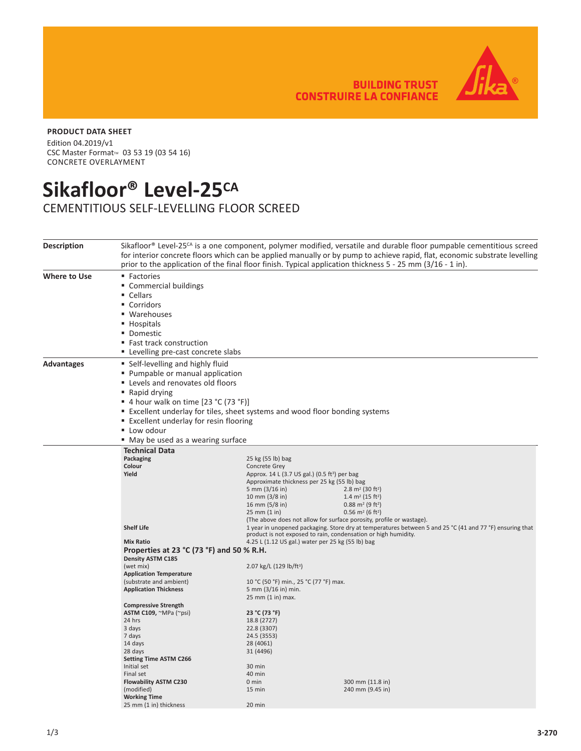BUILDING TRUST
CONSTRUIRE LA CONFIANCE

**PRODUCT DATA SHEET**

Edition 04.2019/v1
CSC Master Format™ 03 53 19 (03 54 16)
CONCRETE OVERLAYMENT

# Sikafloor® Level-25CA

## CEMENTITIOUS SELF-LEVELLING FLOOR SCREED

**Description**

Sikafloor® Level-25CA is a one component, polymer modified, versatile and durable floor pumpable cementitious screed for interior concrete floors which can be applied manually or by pump to achieve rapid, flat, economic substrate levelling prior to the application of the final floor finish. Typical application thickness 5 - 25 mm (3/16 - 1 in).

**Where to Use**

- Factories
- Commercial buildings
- Cellars
- Corridors
- Warehouses
- Hospitals
- Domestic
- Fast track construction
- Levelling pre-cast concrete slabs

**Advantages**

- Self-levelling and highly fluid
- Pumpable or manual application
- Levels and renovates old floors
- Rapid drying
- 4 hour walk on time [23 °C (73 °F)]
- Excellent underlay for tiles, sheet systems and wood floor bonding systems
- Excellent underlay for resin flooring
- Low odour
- May be used as a wearing surface

### Technical Data

| | | |
|---|---|---|
| **Packaging** | 25 kg (55 lb) bag | |
| **Colour** | Concrete Grey | |
| **Yield** | Approx. 14 L (3.7 US gal.) (0.5 ft³) per bag | |
| | Approximate thickness per 25 kg (55 lb) bag | |
| | 5 mm (3/16 in) | 2.8 m² (30 ft²) |
| | 10 mm (3/8 in) | 1.4 m² (15 ft²) |
| | 16 mm (5/8 in) | 0.88 m² (9 ft²) |
| | 25 mm (1 in) | 0.56 m² (6 ft²) |
| | (The above does not allow for surface porosity, profile or wastage). | |
| **Shelf Life** | 1 year in unopened packaging. Store dry at temperatures between 5 and 25 °C (41 and 77 °F) ensuring that product is not exposed to rain, condensation or high humidity. | |
| **Mix Ratio** | 4.25 L (1.12 US gal.) water per 25 kg (55 lb) bag | |

### Properties at 23 °C (73 °F) and 50 % R.H.

| | | |
|---|---|---|
| **Density ASTM C185** (wet mix) | 2.07 kg/L (129 lb/ft³) | |
| **Application Temperature** (substrate and ambient) | 10 °C (50 °F) min., 25 °C (77 °F) max. | |
| **Application Thickness** | 5 mm (3/16 in) min. | |
| | 25 mm (1 in) max. | |
| **Compressive Strength ASTM C109,** ~MPa (~psi) | **23 °C (73 °F)** | |
| 24 hrs | 18.8 (2727) | |
| 3 days | 22.8 (3307) | |
| 7 days | 24.5 (3553) | |
| 14 days | 28 (4061) | |
| 28 days | 31 (4496) | |
| **Setting Time ASTM C266** | | |
| Initial set | 30 min | |
| Final set | 40 min | |
| **Flowability ASTM C230** (modified) | 0 min | 300 mm (11.8 in) |
| | 15 min | 240 mm (9.45 in) |
| **Working Time** 25 mm (1 in) thickness | 20 min | |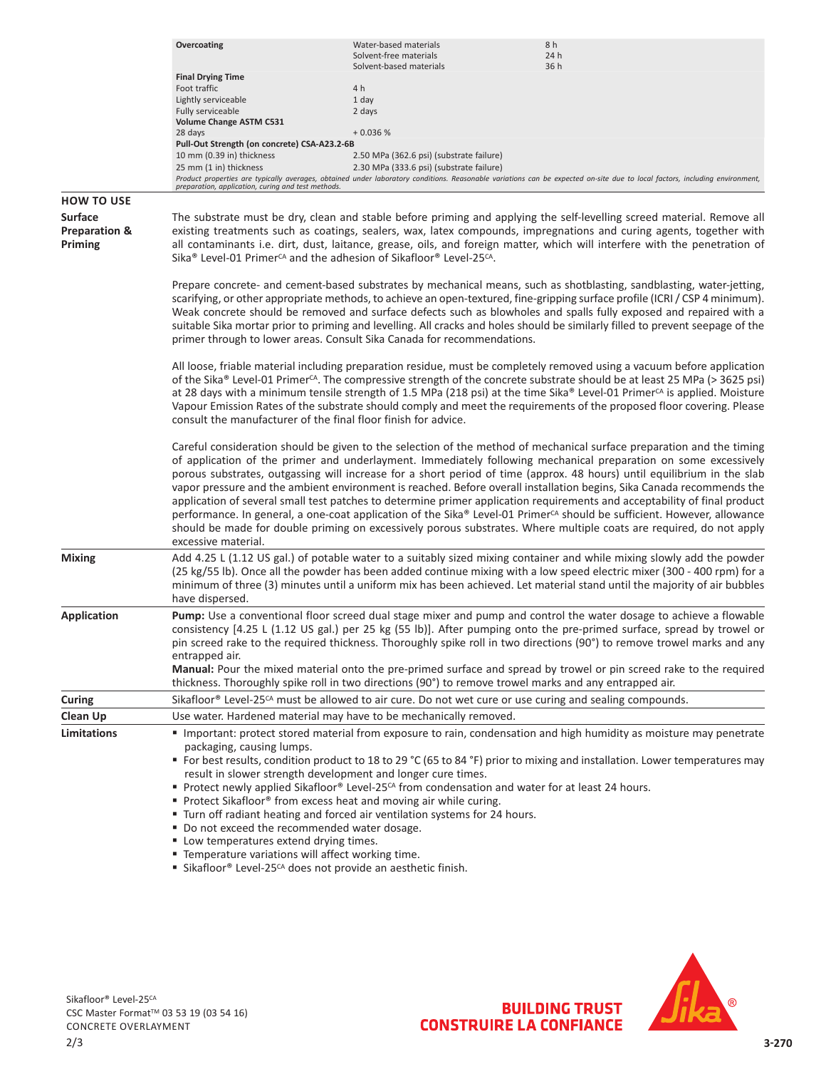| | | |
|---|---|---|
| **Overcoating** | Water-based materials<br>Solvent-free materials<br>Solvent-based materials | 8 h<br>24 h<br>36 h |
| **Final Drying Time** | | |
| Foot traffic | 4 h | |
| Lightly serviceable | 1 day | |
| Fully serviceable | 2 days | |
| **Volume Change ASTM C531** | | |
| 28 days | + 0.036 % | |
| **Pull-Out Strength (on concrete) CSA-A23.2-6B** | | |
| 10 mm (0.39 in) thickness | 2.50 MPa (362.6 psi) (substrate failure) | |
| 25 mm (1 in) thickness | 2.30 MPa (333.6 psi) (substrate failure) | |

*Product properties are typically averages, obtained under laboratory conditions. Reasonable variations can be expected on-site due to local factors, including environment, preparation, application, curing and test methods.*

## HOW TO USE

### Surface Preparation & Priming

The substrate must be dry, clean and stable before priming and applying the self-levelling screed material. Remove all existing treatments such as coatings, sealers, wax, latex compounds, impregnations and curing agents, together with all contaminants i.e. dirt, dust, laitance, grease, oils, and foreign matter, which will interfere with the penetration of Sika® Level-01 Primer[CA] and the adhesion of Sikafloor® Level-25[CA].

Prepare concrete- and cement-based substrates by mechanical means, such as shotblasting, sandblasting, water-jetting, scarifying, or other appropriate methods, to achieve an open-textured, fine-gripping surface profile (ICRI / CSP 4 minimum). Weak concrete should be removed and surface defects such as blowholes and spalls fully exposed and repaired with a suitable Sika mortar prior to priming and levelling. All cracks and holes should be similarly filled to prevent seepage of the primer through to lower areas. Consult Sika Canada for recommendations.

All loose, friable material including preparation residue, must be completely removed using a vacuum before application of the Sika® Level-01 Primer[CA]. The compressive strength of the concrete substrate should be at least 25 MPa (> 3625 psi) at 28 days with a minimum tensile strength of 1.5 MPa (218 psi) at the time Sika® Level-01 Primer[CA] is applied. Moisture Vapour Emission Rates of the substrate should comply and meet the requirements of the proposed floor covering. Please consult the manufacturer of the final floor finish for advice.

Careful consideration should be given to the selection of the method of mechanical surface preparation and the timing of application of the primer and underlayment. Immediately following mechanical preparation on some excessively porous substrates, outgassing will increase for a short period of time (approx. 48 hours) until equilibrium in the slab vapor pressure and the ambient environment is reached. Before overall installation begins, Sika Canada recommends the application of several small test patches to determine primer application requirements and acceptability of final product performance. In general, a one-coat application of the Sika® Level-01 Primer[CA] should be sufficient. However, allowance should be made for double priming on excessively porous substrates. Where multiple coats are required, do not apply excessive material.

### Mixing

Add 4.25 L (1.12 US gal.) of potable water to a suitably sized mixing container and while mixing slowly add the powder (25 kg/55 lb). Once all the powder has been added continue mixing with a low speed electric mixer (300 - 400 rpm) for a minimum of three (3) minutes until a uniform mix has been achieved. Let material stand until the majority of air bubbles have dispersed.

### Application

**Pump:** Use a conventional floor screed dual stage mixer and pump and control the water dosage to achieve a flowable consistency [4.25 L (1.12 US gal.) per 25 kg (55 lb)]. After pumping onto the pre-primed surface, spread by trowel or pin screed rake to the required thickness. Thoroughly spike roll in two directions (90°) to remove trowel marks and any entrapped air.
**Manual:** Pour the mixed material onto the pre-primed surface and spread by trowel or pin screed rake to the required thickness. Thoroughly spike roll in two directions (90°) to remove trowel marks and any entrapped air.

### Curing

Sikafloor® Level-25[CA] must be allowed to air cure. Do not wet cure or use curing and sealing compounds.

### Clean Up

Use water. Hardened material may have to be mechanically removed.

### Limitations

- Important: protect stored material from exposure to rain, condensation and high humidity as moisture may penetrate packaging, causing lumps.
- For best results, condition product to 18 to 29 °C (65 to 84 °F) prior to mixing and installation. Lower temperatures may result in slower strength development and longer cure times.
- Protect newly applied Sikafloor® Level-25[CA] from condensation and water for at least 24 hours.
- Protect Sikafloor® from excess heat and moving air while curing.
- Turn off radiant heating and forced air ventilation systems for 24 hours.
- Do not exceed the recommended water dosage.
- Low temperatures extend drying times.
- Temperature variations will affect working time.
- Sikafloor® Level-25[CA] does not provide an aesthetic finish.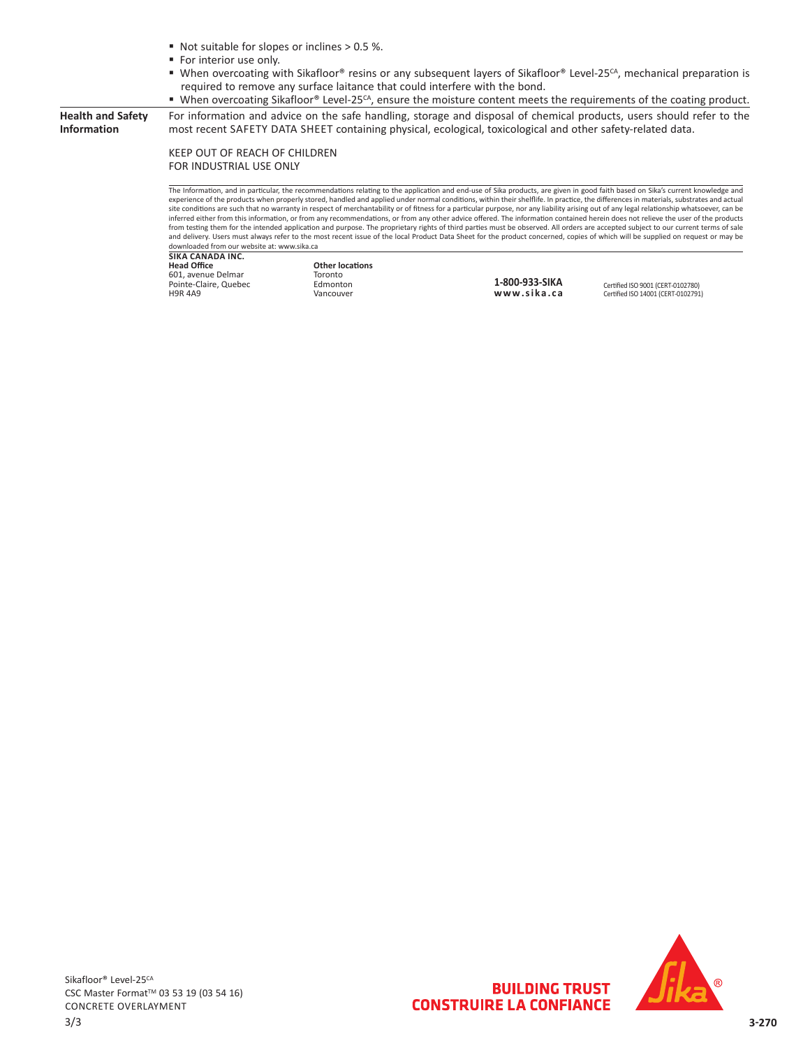- Not suitable for slopes or inclines > 0.5 %.
- For interior use only.
- When overcoating with Sikafloor® resins or any subsequent layers of Sikafloor® Level-25[CA], mechanical preparation is required to remove any surface laitance that could interfere with the bond.
- When overcoating Sikafloor® Level-25[CA], ensure the moisture content meets the requirements of the coating product.

**Health and Safety Information**

For information and advice on the safe handling, storage and disposal of chemical products, users should refer to the most recent SAFETY DATA SHEET containing physical, ecological, toxicological and other safety-related data.

KEEP OUT OF REACH OF CHILDREN
FOR INDUSTRIAL USE ONLY

The Information, and in particular, the recommendations relating to the application and end-use of Sika products, are given in good faith based on Sika's current knowledge and experience of the products when properly stored, handled and applied under normal conditions, within their shelflife. In practice, the differences in materials, substrates and actual site conditions are such that no warranty in respect of merchantability or of fitness for a particular purpose, nor any liability arising out of any legal relationship whatsoever, can be inferred either from this information, or from any recommendations, or from any other advice offered. The information contained herein does not relieve the user of the products from testing them for the intended application and purpose. The proprietary rights of third parties must be observed. All orders are accepted subject to our current terms of sale and delivery. Users must always refer to the most recent issue of the local Product Data Sheet for the product concerned, copies of which will be supplied on request or may be downloaded from our website at: www.sika.ca

**SIKA CANADA INC.**

**Head Office**
601, avenue Delmar
Pointe-Claire, Quebec
H9R 4A9

**Other locations**
Toronto
Edmonton
Vancouver

**1-800-933-SIKA**
**www.sika.ca**

Certified ISO 9001 (CERT-0102780)
Certified ISO 14001 (CERT-0102791)

Sikafloor® Level-25[CA]
CSC Master Format™ 03 53 19 (03 54 16)
CONCRETE OVERLAYMENT

**BUILDING TRUST**
**CONSTRUIRE LA CONFIANCE**